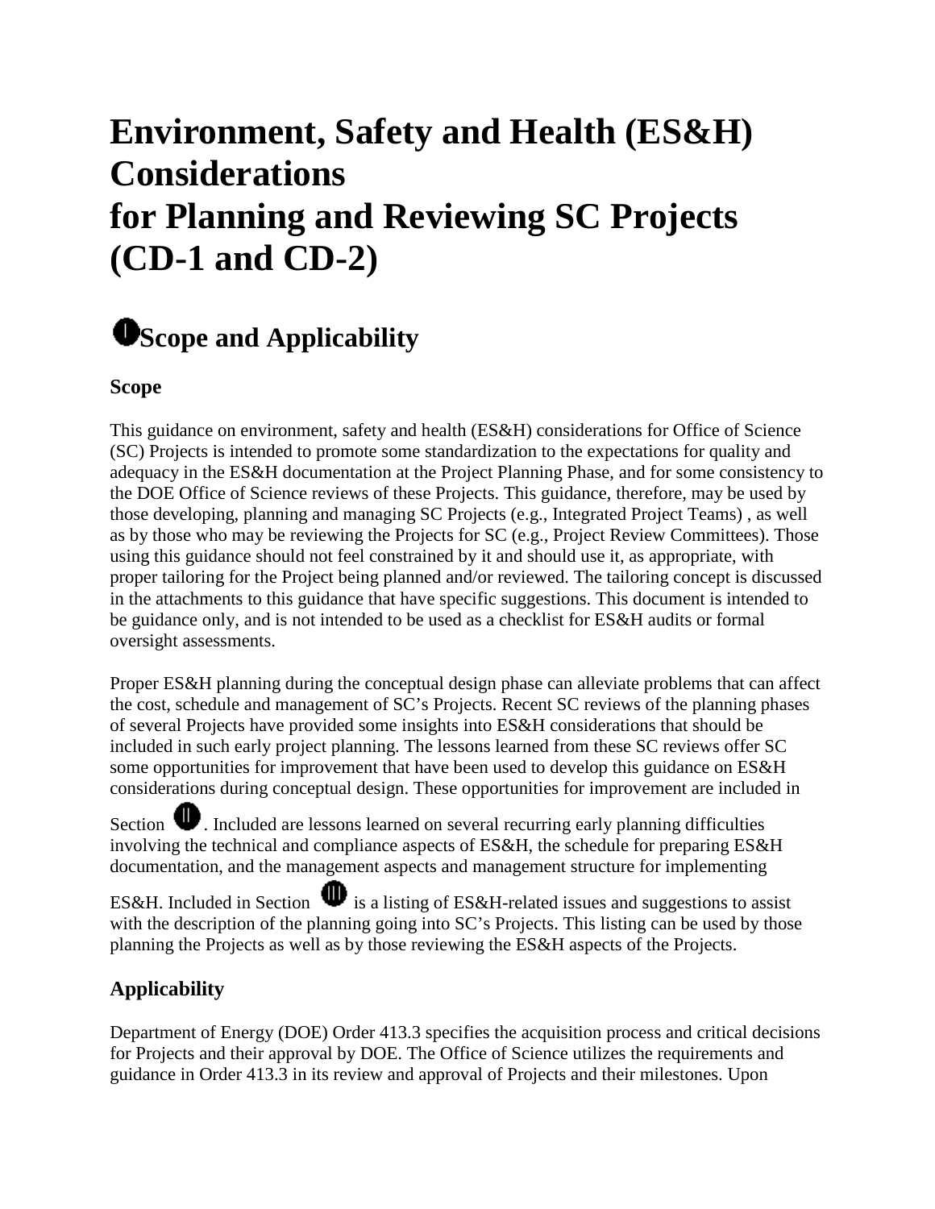# Environment, Safety and Health (ES&H) Considerations for Planning and Reviewing SC Projects (CD-1 and CD-2)

## I Scope and Applicability

### Scope

This guidance on environment, safety and health (ES&H) considerations for Office of Science (SC) Projects is intended to promote some standardization to the expectations for quality and adequacy in the ES&H documentation at the Project Planning Phase, and for some consistency to the DOE Office of Science reviews of these Projects. This guidance, therefore, may be used by those developing, planning and managing SC Projects (e.g., Integrated Project Teams) , as well as by those who may be reviewing the Projects for SC (e.g., Project Review Committees). Those using this guidance should not feel constrained by it and should use it, as appropriate, with proper tailoring for the Project being planned and/or reviewed. The tailoring concept is discussed in the attachments to this guidance that have specific suggestions. This document is intended to be guidance only, and is not intended to be used as a checklist for ES&H audits or formal oversight assessments.

Proper ES&H planning during the conceptual design phase can alleviate problems that can affect the cost, schedule and management of SC's Projects. Recent SC reviews of the planning phases of several Projects have provided some insights into ES&H considerations that should be included in such early project planning. The lessons learned from these SC reviews offer SC some opportunities for improvement that have been used to develop this guidance on ES&H considerations during conceptual design. These opportunities for improvement are included in Section II. Included are lessons learned on several recurring early planning difficulties involving the technical and compliance aspects of ES&H, the schedule for preparing ES&H documentation, and the management aspects and management structure for implementing ES&H. Included in Section III is a listing of ES&H-related issues and suggestions to assist with the description of the planning going into SC's Projects. This listing can be used by those planning the Projects as well as by those reviewing the ES&H aspects of the Projects.

### Applicability

Department of Energy (DOE) Order 413.3 specifies the acquisition process and critical decisions for Projects and their approval by DOE. The Office of Science utilizes the requirements and guidance in Order 413.3 in its review and approval of Projects and their milestones. Upon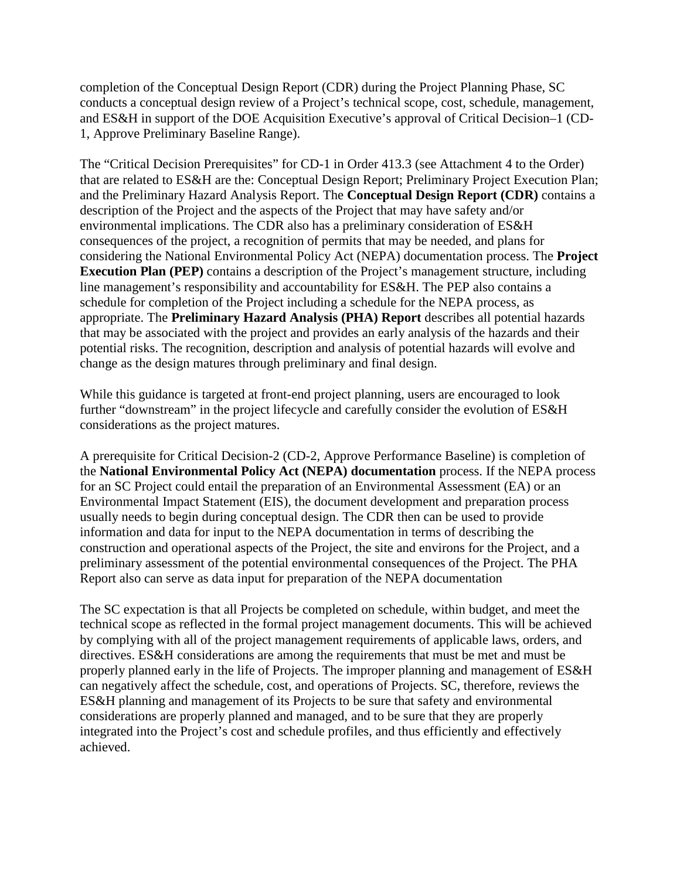completion of the Conceptual Design Report (CDR) during the Project Planning Phase, SC conducts a conceptual design review of a Project's technical scope, cost, schedule, management, and ES&H in support of the DOE Acquisition Executive's approval of Critical Decision–1 (CD-1, Approve Preliminary Baseline Range).

The "Critical Decision Prerequisites" for CD-1 in Order 413.3 (see Attachment 4 to the Order) that are related to ES&H are the: Conceptual Design Report; Preliminary Project Execution Plan; and the Preliminary Hazard Analysis Report. The **Conceptual Design Report (CDR)** contains a description of the Project and the aspects of the Project that may have safety and/or environmental implications. The CDR also has a preliminary consideration of ES&H consequences of the project, a recognition of permits that may be needed, and plans for considering the National Environmental Policy Act (NEPA) documentation process. The **Project Execution Plan (PEP)** contains a description of the Project's management structure, including line management's responsibility and accountability for ES&H. The PEP also contains a schedule for completion of the Project including a schedule for the NEPA process, as appropriate. The **Preliminary Hazard Analysis (PHA) Report** describes all potential hazards that may be associated with the project and provides an early analysis of the hazards and their potential risks. The recognition, description and analysis of potential hazards will evolve and change as the design matures through preliminary and final design.

While this guidance is targeted at front-end project planning, users are encouraged to look further "downstream" in the project lifecycle and carefully consider the evolution of ES&H considerations as the project matures.

A prerequisite for Critical Decision-2 (CD-2, Approve Performance Baseline) is completion of the **National Environmental Policy Act (NEPA) documentation** process. If the NEPA process for an SC Project could entail the preparation of an Environmental Assessment (EA) or an Environmental Impact Statement (EIS), the document development and preparation process usually needs to begin during conceptual design. The CDR then can be used to provide information and data for input to the NEPA documentation in terms of describing the construction and operational aspects of the Project, the site and environs for the Project, and a preliminary assessment of the potential environmental consequences of the Project. The PHA Report also can serve as data input for preparation of the NEPA documentation

The SC expectation is that all Projects be completed on schedule, within budget, and meet the technical scope as reflected in the formal project management documents. This will be achieved by complying with all of the project management requirements of applicable laws, orders, and directives. ES&H considerations are among the requirements that must be met and must be properly planned early in the life of Projects. The improper planning and management of ES&H can negatively affect the schedule, cost, and operations of Projects. SC, therefore, reviews the ES&H planning and management of its Projects to be sure that safety and environmental considerations are properly planned and managed, and to be sure that they are properly integrated into the Project's cost and schedule profiles, and thus efficiently and effectively achieved.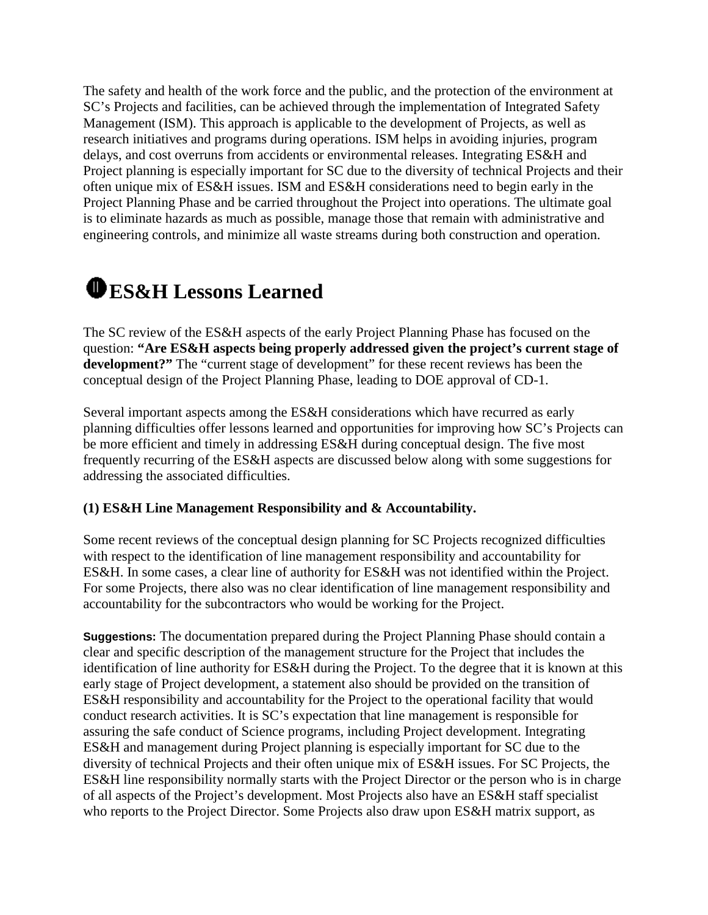The safety and health of the work force and the public, and the protection of the environment at SC's Projects and facilities, can be achieved through the implementation of Integrated Safety Management (ISM). This approach is applicable to the development of Projects, as well as research initiatives and programs during operations. ISM helps in avoiding injuries, program delays, and cost overruns from accidents or environmental releases. Integrating ES&H and Project planning is especially important for SC due to the diversity of technical Projects and their often unique mix of ES&H issues. ISM and ES&H considerations need to begin early in the Project Planning Phase and be carried throughout the Project into operations. The ultimate goal is to eliminate hazards as much as possible, manage those that remain with administrative and engineering controls, and minimize all waste streams during both construction and operation.

# ES&H Lessons Learned

The SC review of the ES&H aspects of the early Project Planning Phase has focused on the question: **"Are ES&H aspects being properly addressed given the project's current stage of development?"** The "current stage of development" for these recent reviews has been the conceptual design of the Project Planning Phase, leading to DOE approval of CD-1.

Several important aspects among the ES&H considerations which have recurred as early planning difficulties offer lessons learned and opportunities for improving how SC's Projects can be more efficient and timely in addressing ES&H during conceptual design. The five most frequently recurring of the ES&H aspects are discussed below along with some suggestions for addressing the associated difficulties.

**(1) ES&H Line Management Responsibility and & Accountability.**

Some recent reviews of the conceptual design planning for SC Projects recognized difficulties with respect to the identification of line management responsibility and accountability for ES&H. In some cases, a clear line of authority for ES&H was not identified within the Project. For some Projects, there also was no clear identification of line management responsibility and accountability for the subcontractors who would be working for the Project.

**Suggestions:** The documentation prepared during the Project Planning Phase should contain a clear and specific description of the management structure for the Project that includes the identification of line authority for ES&H during the Project. To the degree that it is known at this early stage of Project development, a statement also should be provided on the transition of ES&H responsibility and accountability for the Project to the operational facility that would conduct research activities. It is SC's expectation that line management is responsible for assuring the safe conduct of Science programs, including Project development. Integrating ES&H and management during Project planning is especially important for SC due to the diversity of technical Projects and their often unique mix of ES&H issues. For SC Projects, the ES&H line responsibility normally starts with the Project Director or the person who is in charge of all aspects of the Project's development. Most Projects also have an ES&H staff specialist who reports to the Project Director. Some Projects also draw upon ES&H matrix support, as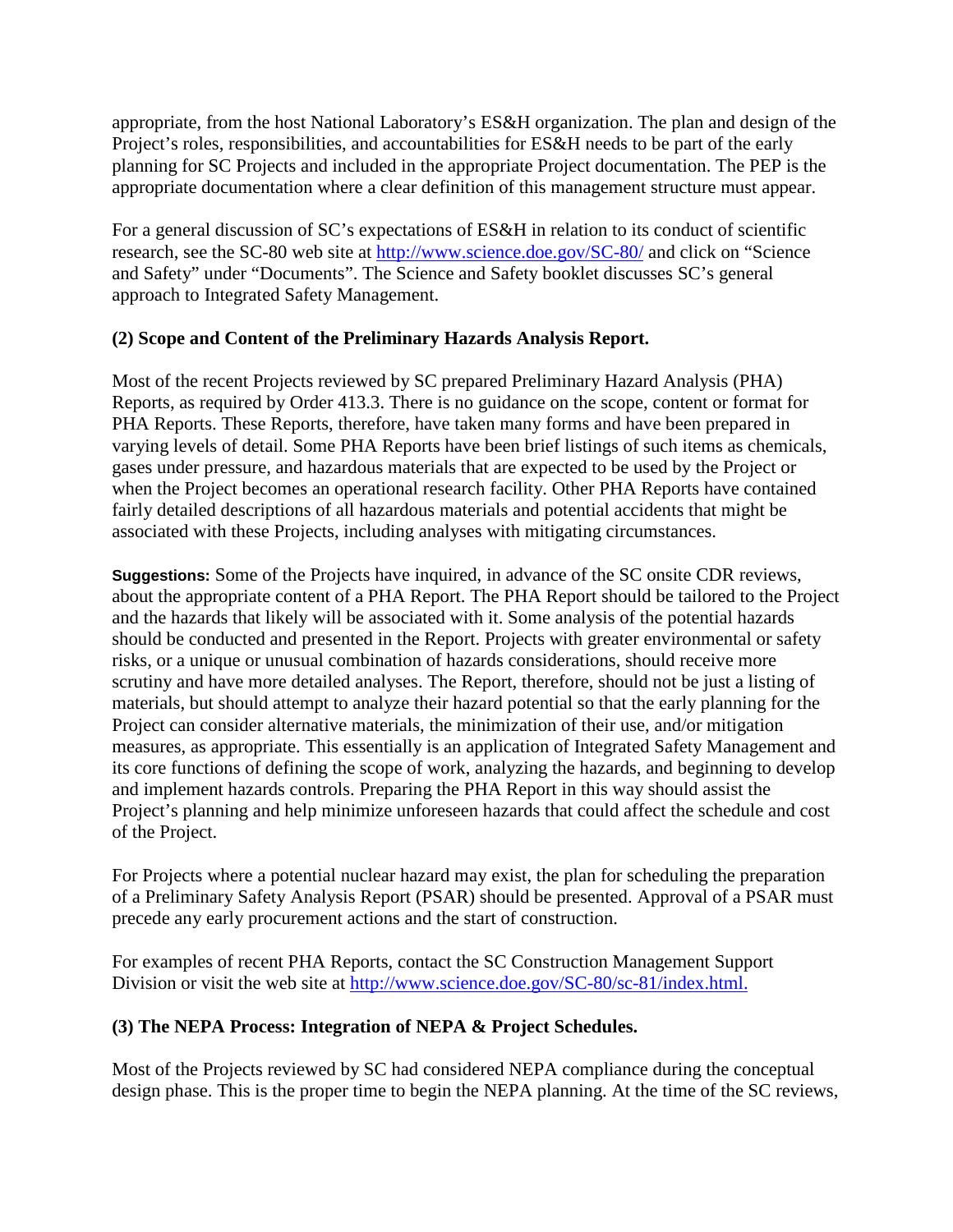appropriate, from the host National Laboratory's ES&H organization. The plan and design of the Project's roles, responsibilities, and accountabilities for ES&H needs to be part of the early planning for SC Projects and included in the appropriate Project documentation. The PEP is the appropriate documentation where a clear definition of this management structure must appear.

For a general discussion of SC's expectations of ES&H in relation to its conduct of scientific research, see the SC-80 web site at [http://www.science.doe.gov/SC-80/](http://www.science.doe.gov/SC-80/) and click on "Science and Safety" under "Documents". The Science and Safety booklet discusses SC's general approach to Integrated Safety Management.

**(2) Scope and Content of the Preliminary Hazards Analysis Report.**

Most of the recent Projects reviewed by SC prepared Preliminary Hazard Analysis (PHA) Reports, as required by Order 413.3. There is no guidance on the scope, content or format for PHA Reports. These Reports, therefore, have taken many forms and have been prepared in varying levels of detail. Some PHA Reports have been brief listings of such items as chemicals, gases under pressure, and hazardous materials that are expected to be used by the Project or when the Project becomes an operational research facility. Other PHA Reports have contained fairly detailed descriptions of all hazardous materials and potential accidents that might be associated with these Projects, including analyses with mitigating circumstances.

**Suggestions:** Some of the Projects have inquired, in advance of the SC onsite CDR reviews, about the appropriate content of a PHA Report. The PHA Report should be tailored to the Project and the hazards that likely will be associated with it. Some analysis of the potential hazards should be conducted and presented in the Report. Projects with greater environmental or safety risks, or a unique or unusual combination of hazards considerations, should receive more scrutiny and have more detailed analyses. The Report, therefore, should not be just a listing of materials, but should attempt to analyze their hazard potential so that the early planning for the Project can consider alternative materials, the minimization of their use, and/or mitigation measures, as appropriate. This essentially is an application of Integrated Safety Management and its core functions of defining the scope of work, analyzing the hazards, and beginning to develop and implement hazards controls. Preparing the PHA Report in this way should assist the Project's planning and help minimize unforeseen hazards that could affect the schedule and cost of the Project.

For Projects where a potential nuclear hazard may exist, the plan for scheduling the preparation of a Preliminary Safety Analysis Report (PSAR) should be presented. Approval of a PSAR must precede any early procurement actions and the start of construction.

For examples of recent PHA Reports, contact the SC Construction Management Support Division or visit the web site at [http://www.science.doe.gov/SC-80/sc-81/index.html.](http://www.science.doe.gov/SC-80/sc-81/index.html)

**(3) The NEPA Process: Integration of NEPA & Project Schedules.**

Most of the Projects reviewed by SC had considered NEPA compliance during the conceptual design phase. This is the proper time to begin the NEPA planning. At the time of the SC reviews,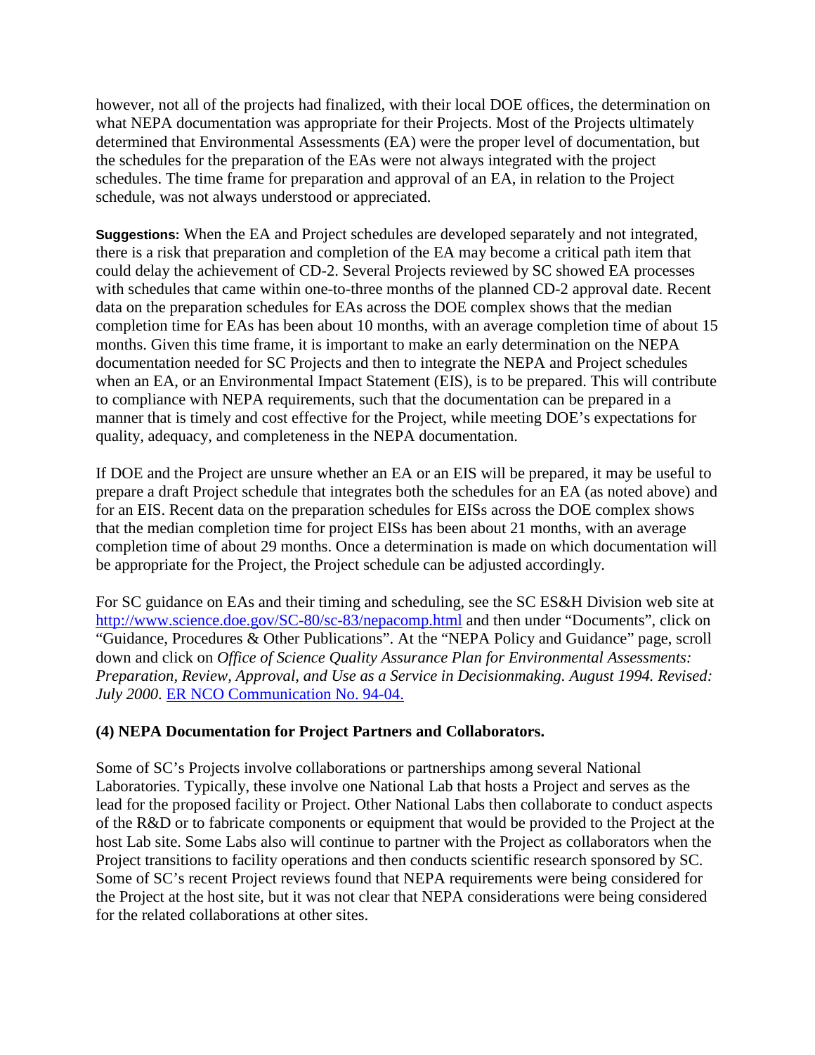however, not all of the projects had finalized, with their local DOE offices, the determination on what NEPA documentation was appropriate for their Projects. Most of the Projects ultimately determined that Environmental Assessments (EA) were the proper level of documentation, but the schedules for the preparation of the EAs were not always integrated with the project schedules. The time frame for preparation and approval of an EA, in relation to the Project schedule, was not always understood or appreciated.

**Suggestions:** When the EA and Project schedules are developed separately and not integrated, there is a risk that preparation and completion of the EA may become a critical path item that could delay the achievement of CD-2. Several Projects reviewed by SC showed EA processes with schedules that came within one-to-three months of the planned CD-2 approval date. Recent data on the preparation schedules for EAs across the DOE complex shows that the median completion time for EAs has been about 10 months, with an average completion time of about 15 months. Given this time frame, it is important to make an early determination on the NEPA documentation needed for SC Projects and then to integrate the NEPA and Project schedules when an EA, or an Environmental Impact Statement (EIS), is to be prepared. This will contribute to compliance with NEPA requirements, such that the documentation can be prepared in a manner that is timely and cost effective for the Project, while meeting DOE's expectations for quality, adequacy, and completeness in the NEPA documentation.

If DOE and the Project are unsure whether an EA or an EIS will be prepared, it may be useful to prepare a draft Project schedule that integrates both the schedules for an EA (as noted above) and for an EIS. Recent data on the preparation schedules for EISs across the DOE complex shows that the median completion time for project EISs has been about 21 months, with an average completion time of about 29 months. Once a determination is made on which documentation will be appropriate for the Project, the Project schedule can be adjusted accordingly.

For SC guidance on EAs and their timing and scheduling, see the SC ES&H Division web site at http://www.science.doe.gov/SC-80/sc-83/nepacomp.html and then under "Documents", click on "Guidance, Procedures & Other Publications". At the "NEPA Policy and Guidance" page, scroll down and click on *Office of Science Quality Assurance Plan for Environmental Assessments: Preparation, Review, Approval, and Use as a Service in Decisionmaking. August 1994. Revised: July 2000.* ER NCO Communication No. 94-04.

**(4) NEPA Documentation for Project Partners and Collaborators.**

Some of SC's Projects involve collaborations or partnerships among several National Laboratories. Typically, these involve one National Lab that hosts a Project and serves as the lead for the proposed facility or Project. Other National Labs then collaborate to conduct aspects of the R&D or to fabricate components or equipment that would be provided to the Project at the host Lab site. Some Labs also will continue to partner with the Project as collaborators when the Project transitions to facility operations and then conducts scientific research sponsored by SC. Some of SC's recent Project reviews found that NEPA requirements were being considered for the Project at the host site, but it was not clear that NEPA considerations were being considered for the related collaborations at other sites.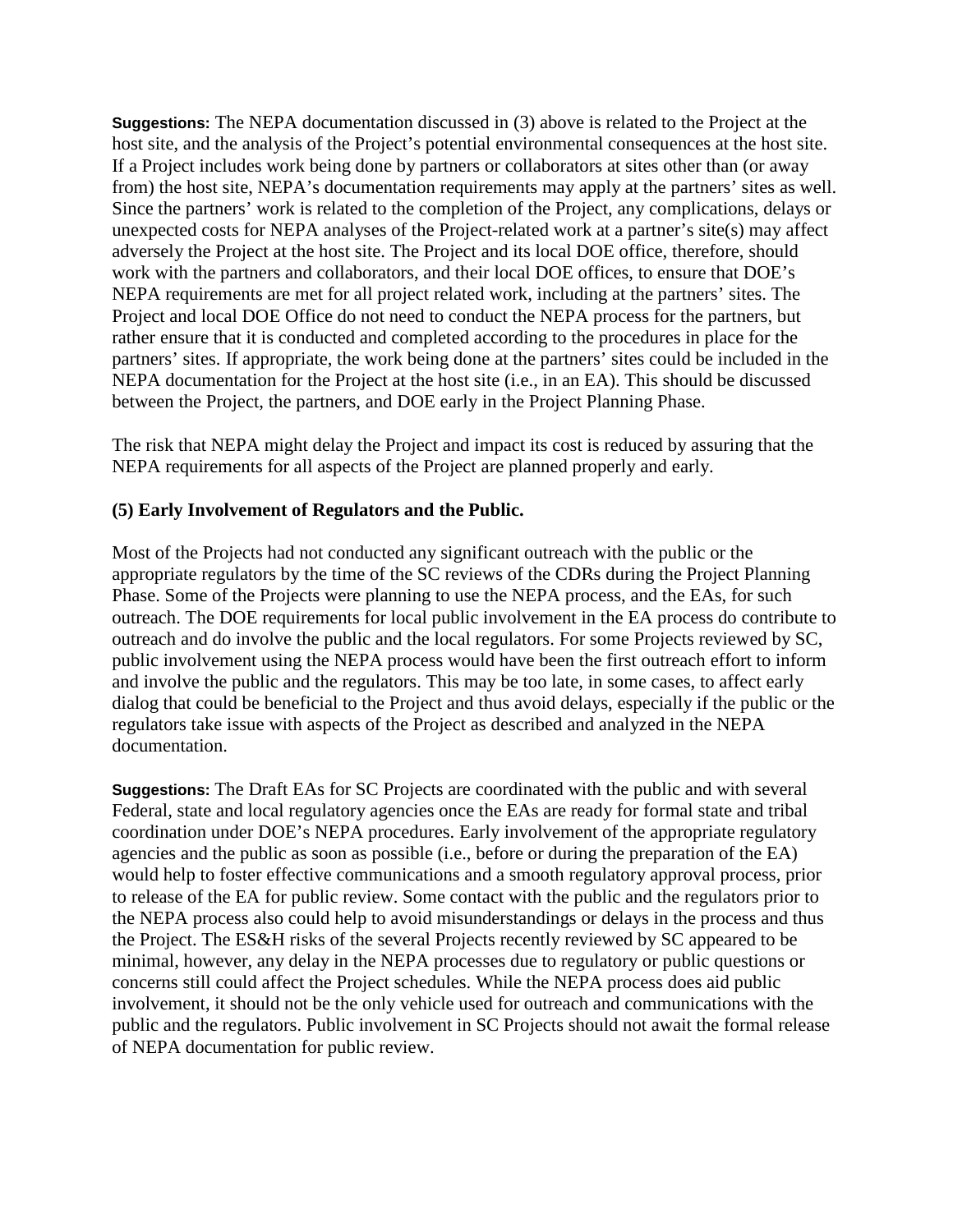**Suggestions:** The NEPA documentation discussed in (3) above is related to the Project at the host site, and the analysis of the Project's potential environmental consequences at the host site. If a Project includes work being done by partners or collaborators at sites other than (or away from) the host site, NEPA's documentation requirements may apply at the partners' sites as well. Since the partners' work is related to the completion of the Project, any complications, delays or unexpected costs for NEPA analyses of the Project-related work at a partner's site(s) may affect adversely the Project at the host site. The Project and its local DOE office, therefore, should work with the partners and collaborators, and their local DOE offices, to ensure that DOE's NEPA requirements are met for all project related work, including at the partners' sites. The Project and local DOE Office do not need to conduct the NEPA process for the partners, but rather ensure that it is conducted and completed according to the procedures in place for the partners' sites. If appropriate, the work being done at the partners' sites could be included in the NEPA documentation for the Project at the host site (i.e., in an EA). This should be discussed between the Project, the partners, and DOE early in the Project Planning Phase.

The risk that NEPA might delay the Project and impact its cost is reduced by assuring that the NEPA requirements for all aspects of the Project are planned properly and early.

**(5) Early Involvement of Regulators and the Public.**

Most of the Projects had not conducted any significant outreach with the public or the appropriate regulators by the time of the SC reviews of the CDRs during the Project Planning Phase. Some of the Projects were planning to use the NEPA process, and the EAs, for such outreach. The DOE requirements for local public involvement in the EA process do contribute to outreach and do involve the public and the local regulators. For some Projects reviewed by SC, public involvement using the NEPA process would have been the first outreach effort to inform and involve the public and the regulators. This may be too late, in some cases, to affect early dialog that could be beneficial to the Project and thus avoid delays, especially if the public or the regulators take issue with aspects of the Project as described and analyzed in the NEPA documentation.

**Suggestions:** The Draft EAs for SC Projects are coordinated with the public and with several Federal, state and local regulatory agencies once the EAs are ready for formal state and tribal coordination under DOE's NEPA procedures. Early involvement of the appropriate regulatory agencies and the public as soon as possible (i.e., before or during the preparation of the EA) would help to foster effective communications and a smooth regulatory approval process, prior to release of the EA for public review. Some contact with the public and the regulators prior to the NEPA process also could help to avoid misunderstandings or delays in the process and thus the Project. The ES&H risks of the several Projects recently reviewed by SC appeared to be minimal, however, any delay in the NEPA processes due to regulatory or public questions or concerns still could affect the Project schedules. While the NEPA process does aid public involvement, it should not be the only vehicle used for outreach and communications with the public and the regulators. Public involvement in SC Projects should not await the formal release of NEPA documentation for public review.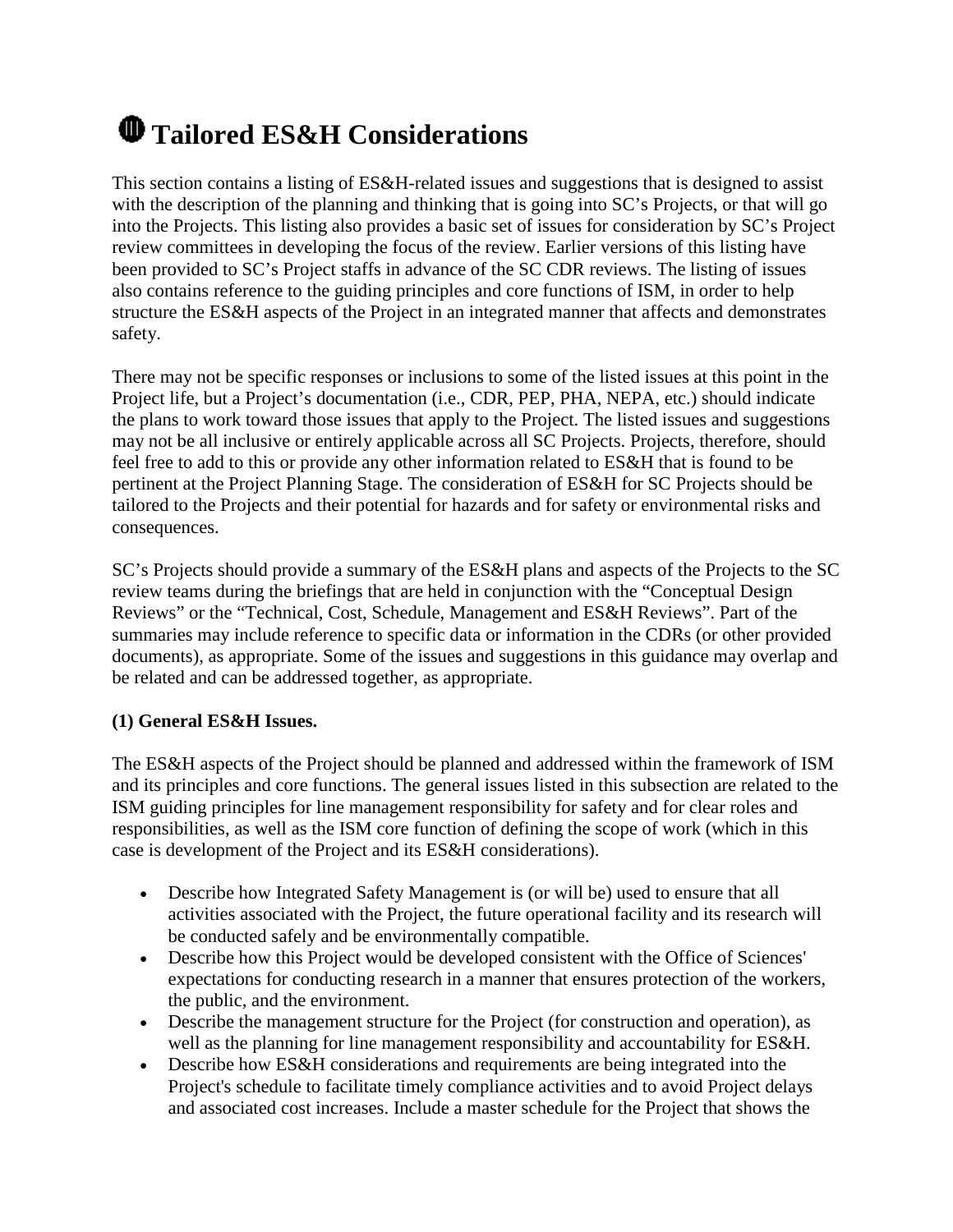# Tailored ES&H Considerations

This section contains a listing of ES&H-related issues and suggestions that is designed to assist with the description of the planning and thinking that is going into SC's Projects, or that will go into the Projects. This listing also provides a basic set of issues for consideration by SC's Project review committees in developing the focus of the review. Earlier versions of this listing have been provided to SC's Project staffs in advance of the SC CDR reviews. The listing of issues also contains reference to the guiding principles and core functions of ISM, in order to help structure the ES&H aspects of the Project in an integrated manner that affects and demonstrates safety.

There may not be specific responses or inclusions to some of the listed issues at this point in the Project life, but a Project's documentation (i.e., CDR, PEP, PHA, NEPA, etc.) should indicate the plans to work toward those issues that apply to the Project. The listed issues and suggestions may not be all inclusive or entirely applicable across all SC Projects. Projects, therefore, should feel free to add to this or provide any other information related to ES&H that is found to be pertinent at the Project Planning Stage. The consideration of ES&H for SC Projects should be tailored to the Projects and their potential for hazards and for safety or environmental risks and consequences.

SC's Projects should provide a summary of the ES&H plans and aspects of the Projects to the SC review teams during the briefings that are held in conjunction with the "Conceptual Design Reviews" or the "Technical, Cost, Schedule, Management and ES&H Reviews". Part of the summaries may include reference to specific data or information in the CDRs (or other provided documents), as appropriate. Some of the issues and suggestions in this guidance may overlap and be related and can be addressed together, as appropriate.

**(1) General ES&H Issues.**

The ES&H aspects of the Project should be planned and addressed within the framework of ISM and its principles and core functions. The general issues listed in this subsection are related to the ISM guiding principles for line management responsibility for safety and for clear roles and responsibilities, as well as the ISM core function of defining the scope of work (which in this case is development of the Project and its ES&H considerations).

- Describe how Integrated Safety Management is (or will be) used to ensure that all activities associated with the Project, the future operational facility and its research will be conducted safely and be environmentally compatible.
- Describe how this Project would be developed consistent with the Office of Sciences' expectations for conducting research in a manner that ensures protection of the workers, the public, and the environment.
- Describe the management structure for the Project (for construction and operation), as well as the planning for line management responsibility and accountability for ES&H.
- Describe how ES&H considerations and requirements are being integrated into the Project's schedule to facilitate timely compliance activities and to avoid Project delays and associated cost increases. Include a master schedule for the Project that shows the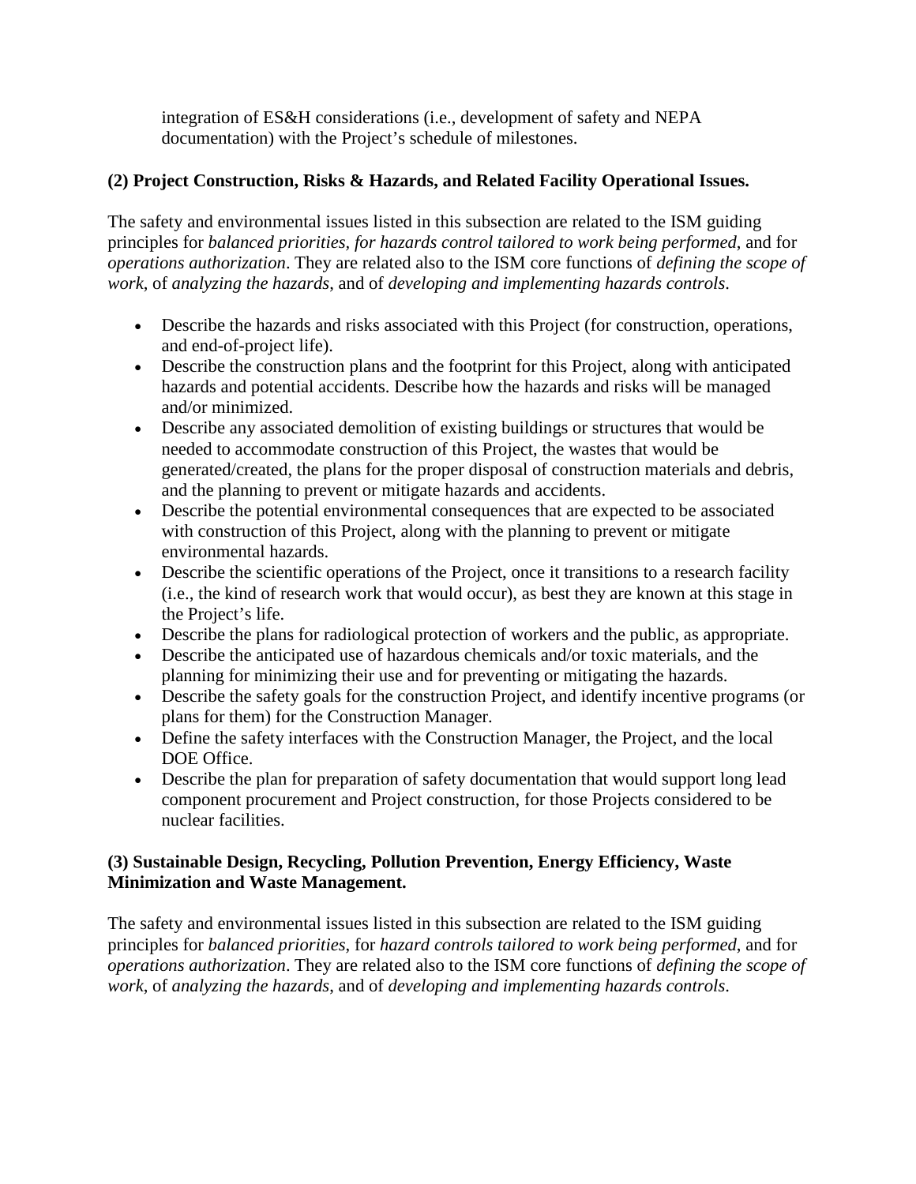integration of ES&H considerations (i.e., development of safety and NEPA documentation) with the Project's schedule of milestones.

**(2) Project Construction, Risks & Hazards, and Related Facility Operational Issues.**

The safety and environmental issues listed in this subsection are related to the ISM guiding principles for *balanced priorities, for hazards control tailored to work being performed*, and for *operations authorization*. They are related also to the ISM core functions of *defining the scope of work*, of *analyzing the hazards*, and of *developing and implementing hazards controls*.

- Describe the hazards and risks associated with this Project (for construction, operations, and end-of-project life).
- Describe the construction plans and the footprint for this Project, along with anticipated hazards and potential accidents. Describe how the hazards and risks will be managed and/or minimized.
- Describe any associated demolition of existing buildings or structures that would be needed to accommodate construction of this Project, the wastes that would be generated/created, the plans for the proper disposal of construction materials and debris, and the planning to prevent or mitigate hazards and accidents.
- Describe the potential environmental consequences that are expected to be associated with construction of this Project, along with the planning to prevent or mitigate environmental hazards.
- Describe the scientific operations of the Project, once it transitions to a research facility (i.e., the kind of research work that would occur), as best they are known at this stage in the Project's life.
- Describe the plans for radiological protection of workers and the public, as appropriate.
- Describe the anticipated use of hazardous chemicals and/or toxic materials, and the planning for minimizing their use and for preventing or mitigating the hazards.
- Describe the safety goals for the construction Project, and identify incentive programs (or plans for them) for the Construction Manager.
- Define the safety interfaces with the Construction Manager, the Project, and the local DOE Office.
- Describe the plan for preparation of safety documentation that would support long lead component procurement and Project construction, for those Projects considered to be nuclear facilities.

**(3) Sustainable Design, Recycling, Pollution Prevention, Energy Efficiency, Waste Minimization and Waste Management.**

The safety and environmental issues listed in this subsection are related to the ISM guiding principles for *balanced priorities*, for *hazard controls tailored to work being performed*, and for *operations authorization*. They are related also to the ISM core functions of *defining the scope of work*, of *analyzing the hazards,* and of *developing and implementing hazards controls*.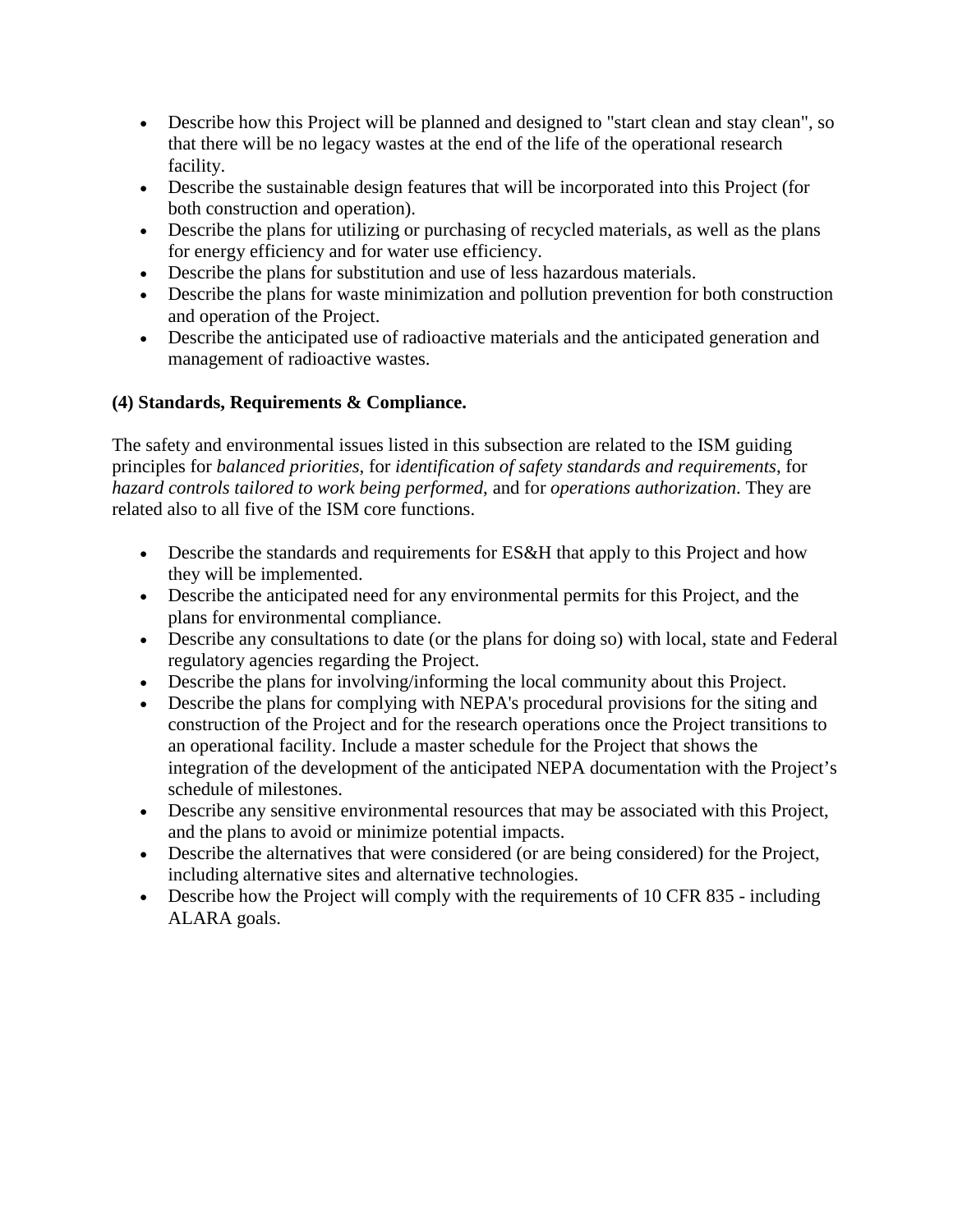- Describe how this Project will be planned and designed to "start clean and stay clean", so that there will be no legacy wastes at the end of the life of the operational research facility.
- Describe the sustainable design features that will be incorporated into this Project (for both construction and operation).
- Describe the plans for utilizing or purchasing of recycled materials, as well as the plans for energy efficiency and for water use efficiency.
- Describe the plans for substitution and use of less hazardous materials.
- Describe the plans for waste minimization and pollution prevention for both construction and operation of the Project.
- Describe the anticipated use of radioactive materials and the anticipated generation and management of radioactive wastes.

**(4) Standards, Requirements & Compliance.**

The safety and environmental issues listed in this subsection are related to the ISM guiding principles for *balanced priorities*, for *identification of safety standards and requirements*, for *hazard controls tailored to work being performed*, and for *operations authorization*. They are related also to all five of the ISM core functions.

- Describe the standards and requirements for ES&H that apply to this Project and how they will be implemented.
- Describe the anticipated need for any environmental permits for this Project, and the plans for environmental compliance.
- Describe any consultations to date (or the plans for doing so) with local, state and Federal regulatory agencies regarding the Project.
- Describe the plans for involving/informing the local community about this Project.
- Describe the plans for complying with NEPA's procedural provisions for the siting and construction of the Project and for the research operations once the Project transitions to an operational facility. Include a master schedule for the Project that shows the integration of the development of the anticipated NEPA documentation with the Project's schedule of milestones.
- Describe any sensitive environmental resources that may be associated with this Project, and the plans to avoid or minimize potential impacts.
- Describe the alternatives that were considered (or are being considered) for the Project, including alternative sites and alternative technologies.
- Describe how the Project will comply with the requirements of 10 CFR 835 - including ALARA goals.